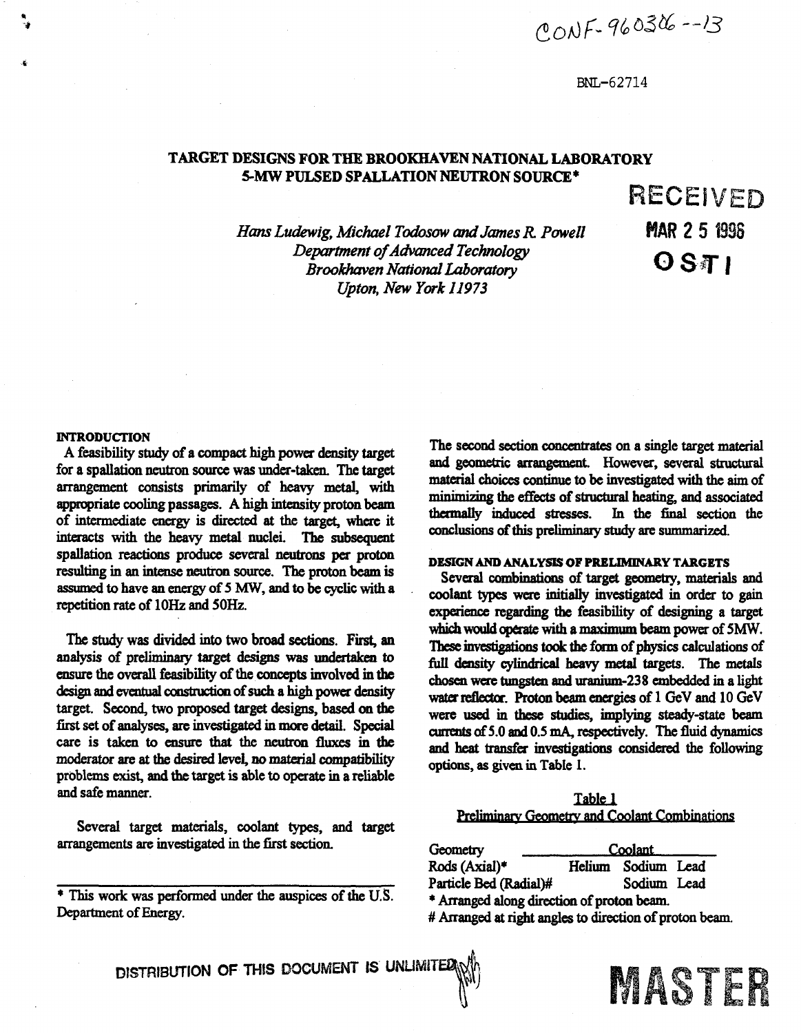CONF-960306--13

BNL-62714

# TARGET DESIGNS FOR THE BROOKHAVEN NATIONAL LABORATORY 5-MW PULSED SPALLATION NEUTRON SOURCE*

RECEIVED

MAR 25 1996

OSTI

*Hans Ludewig, Michael Todosow and James R. Powell*
*Department of Advanced Technology*
*Brookhaven National Laboratory*
*Upton, New York 11973*

## INTRODUCTION

A feasibility study of a compact high power density target for a spallation neutron source was under-taken. The target arrangement consists primarily of heavy metal, with appropriate cooling passages. A high intensity proton beam of intermediate energy is directed at the target, where it interacts with the heavy metal nuclei. The subsequent spallation reactions produce several neutrons per proton resulting in an intense neutron source. The proton beam is assumed to have an energy of 5 MW, and to be cyclic with a repetition rate of 10Hz and 50Hz.

The study was divided into two broad sections. First, an analysis of preliminary target designs was undertaken to ensure the overall feasibility of the concepts involved in the design and eventual construction of such a high power density target. Second, two proposed target designs, based on the first set of analyses, are investigated in more detail. Special care is taken to ensure that the neutron fluxes in the moderator are at the desired level, no material compatibility problems exist, and the target is able to operate in a reliable and safe manner.

Several target materials, coolant types, and target arrangements are investigated in the first section.

\* This work was performed under the auspices of the U.S. Department of Energy.

The second section concentrates on a single target material and geometric arrangement. However, several structural material choices continue to be investigated with the aim of minimizing the effects of structural heating, and associated thermally induced stresses. In the final section the conclusions of this preliminary study are summarized.

## DESIGN AND ANALYSIS OF PRELIMINARY TARGETS

Several combinations of target geometry, materials and coolant types were initially investigated in order to gain experience regarding the feasibility of designing a target which would operate with a maximum beam power of 5MW. These investigations took the form of physics calculations of full density cylindrical heavy metal targets. The metals chosen were tungsten and uranium-238 embedded in a light water reflector. Proton beam energies of 1 GeV and 10 GeV were used in these studies, implying steady-state beam currents of 5.0 and 0.5 mA, respectively. The fluid dynamics and heat transfer investigations considered the following options, as given in Table 1.

Table 1
Preliminary Geometry and Coolant Combinations

| Geometry | Coolant | | |
|---|---|---|---|
| Rods (Axial)* | Helium | Sodium | Lead |
| Particle Bed (Radial)# | | Sodium | Lead |

\* Arranged along direction of proton beam.
\# Arranged at right angles to direction of proton beam.

DISTRIBUTION OF THIS DOCUMENT IS UNLIMITED

MASTER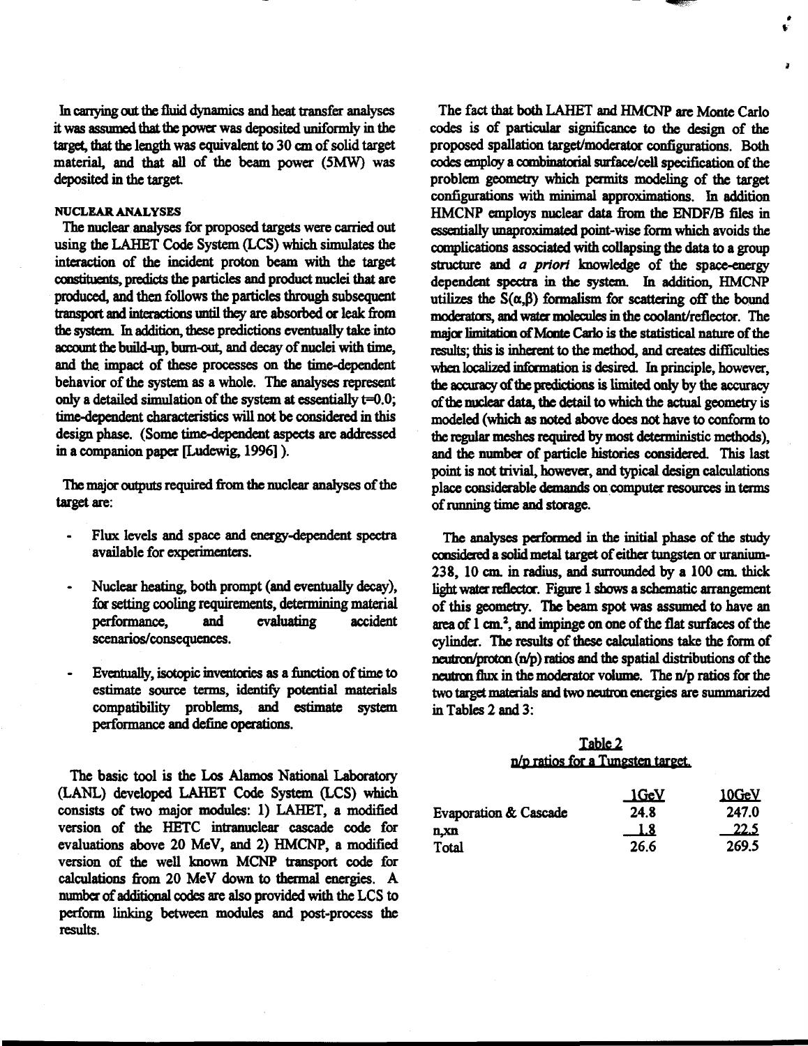In carrying out the fluid dynamics and heat transfer analyses it was assumed that the power was deposited uniformly in the target, that the length was equivalent to 30 cm of solid target material, and that all of the beam power (5MW) was deposited in the target.

### NUCLEAR ANALYSES

The nuclear analyses for proposed targets were carried out using the LAHET Code System (LCS) which simulates the interaction of the incident proton beam with the target constituents, predicts the particles and product nuclei that are produced, and then follows the particles through subsequent transport and interactions until they are absorbed or leak from the system. In addition, these predictions eventually take into account the build-up, burn-out, and decay of nuclei with time, and the impact of these processes on the time-dependent behavior of the system as a whole. The analyses represent only a detailed simulation of the system at essentially t=0.0; time-dependent characteristics will not be considered in this design phase. (Some time-dependent aspects are addressed in a companion paper [Ludewig, 1996] ).

The major outputs required from the nuclear analyses of the target are:

- Flux levels and space and energy-dependent spectra available for experimenters.
- Nuclear heating, both prompt (and eventually decay), for setting cooling requirements, determining material performance, and evaluating accident scenarios/consequences.
- Eventually, isotopic inventories as a function of time to estimate source terms, identify potential materials compatibility problems, and estimate system performance and define operations.

The basic tool is the Los Alamos National Laboratory (LANL) developed LAHET Code System (LCS) which consists of two major modules: 1) LAHET, a modified version of the HETC intranuclear cascade code for evaluations above 20 MeV, and 2) HMCNP, a modified version of the well known MCNP transport code for calculations from 20 MeV down to thermal energies. A number of additional codes are also provided with the LCS to perform linking between modules and post-process the results.

The fact that both LAHET and HMCNP are Monte Carlo codes is of particular significance to the design of the proposed spallation target/moderator configurations. Both codes employ a combinatorial surface/cell specification of the problem geometry which permits modeling of the target configurations with minimal approximations. In addition HMCNP employs nuclear data from the ENDF/B files in essentially unaproximated point-wise form which avoids the complications associated with collapsing the data to a group structure and *a priori* knowledge of the space-energy dependent spectra in the system. In addition, HMCNP utilizes the $S(\alpha,\beta)$ formalism for scattering off the bound moderators, and water molecules in the coolant/reflector. The major limitation of Monte Carlo is the statistical nature of the results; this is inherent to the method, and creates difficulties when localized information is desired. In principle, however, the accuracy of the predictions is limited only by the accuracy of the nuclear data, the detail to which the actual geometry is modeled (which as noted above does not have to conform to the regular meshes required by most deterministic methods), and the number of particle histories considered. This last point is not trivial, however, and typical design calculations place considerable demands on computer resources in terms of running time and storage.

The analyses performed in the initial phase of the study considered a solid metal target of either tungsten or uranium-238, 10 cm. in radius, and surrounded by a 100 cm. thick light water reflector. Figure 1 shows a schematic arrangement of this geometry. The beam spot was assumed to have an area of 1 cm.$^2$, and impinge on one of the flat surfaces of the cylinder. The results of these calculations take the form of neutron/proton (n/p) ratios and the spatial distributions of the neutron flux in the moderator volume. The n/p ratios for the two target materials and two neutron energies are summarized in Tables 2 and 3:

Table 2
n/p ratios for a Tungsten target.

| | 1GeV | 10GeV |
|---|---|---|
| Evaporation & Cascade | 24.8 | 247.0 |
| n,xn | 1.8 | 22.5 |
| Total | 26.6 | 269.5 |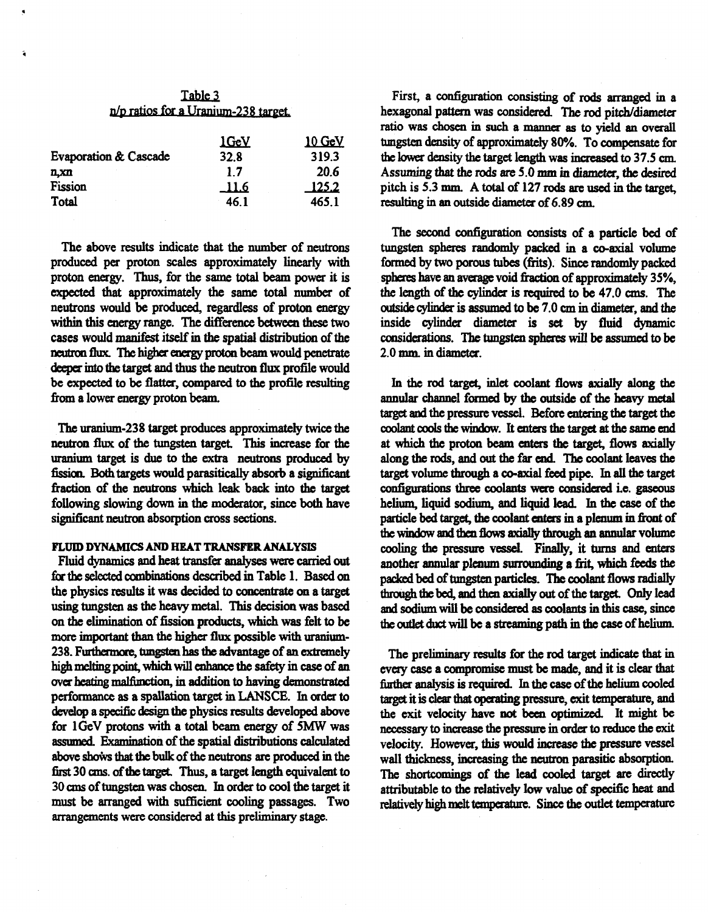Table 3
n/p ratios for a Uranium-238 target.

| | 1GeV | 10 GeV |
|---|---|---|
| Evaporation & Cascade | 32.8 | 319.3 |
| n,xn | 1.7 | 20.6 |
| Fission | 11.6 | 125.2 |
| Total | 46.1 | 465.1 |

The above results indicate that the number of neutrons produced per proton scales approximately linearly with proton energy. Thus, for the same total beam power it is expected that approximately the same total number of neutrons would be produced, regardless of proton energy within this energy range. The difference between these two cases would manifest itself in the spatial distribution of the neutron flux. The higher energy proton beam would penetrate deeper into the target and thus the neutron flux profile would be expected to be flatter, compared to the profile resulting from a lower energy proton beam.

The uranium-238 target produces approximately twice the neutron flux of the tungsten target. This increase for the uranium target is due to the extra neutrons produced by fission. Both targets would parasitically absorb a significant fraction of the neutrons which leak back into the target following slowing down in the moderator, since both have significant neutron absorption cross sections.

## FLUID DYNAMICS AND HEAT TRANSFER ANALYSIS

Fluid dynamics and heat transfer analyses were carried out for the selected combinations described in Table 1. Based on the physics results it was decided to concentrate on a target using tungsten as the heavy metal. This decision was based on the elimination of fission products, which was felt to be more important than the higher flux possible with uranium-238. Furthermore, tungsten has the advantage of an extremely high melting point, which will enhance the safety in case of an over heating malfunction, in addition to having demonstrated performance as a spallation target in LANSCE. In order to develop a specific design the physics results developed above for 1GeV protons with a total beam energy of 5MW was assumed. Examination of the spatial distributions calculated above shows that the bulk of the neutrons are produced in the first 30 cms. of the target. Thus, a target length equivalent to 30 cms of tungsten was chosen. In order to cool the target it must be arranged with sufficient cooling passages. Two arrangements were considered at this preliminary stage.

First, a configuration consisting of rods arranged in a hexagonal pattern was considered. The rod pitch/diameter ratio was chosen in such a manner as to yield an overall tungsten density of approximately 80%. To compensate for the lower density the target length was increased to 37.5 cm. Assuming that the rods are 5.0 mm in diameter, the desired pitch is 5.3 mm. A total of 127 rods are used in the target, resulting in an outside diameter of 6.89 cm.

The second configuration consists of a particle bed of tungsten spheres randomly packed in a co-axial volume formed by two porous tubes (frits). Since randomly packed spheres have an average void fraction of approximately 35%, the length of the cylinder is required to be 47.0 cms. The outside cylinder is assumed to be 7.0 cm in diameter, and the inside cylinder diameter is set by fluid dynamic considerations. The tungsten spheres will be assumed to be 2.0 mm. in diameter.

In the rod target, inlet coolant flows axially along the annular channel formed by the outside of the heavy metal target and the pressure vessel. Before entering the target the coolant cools the window. It enters the target at the same end at which the proton beam enters the target, flows axially along the rods, and out the far end. The coolant leaves the target volume through a co-axial feed pipe. In all the target configurations three coolants were considered i.e. gaseous helium, liquid sodium, and liquid lead. In the case of the particle bed target, the coolant enters in a plenum in front of the window and then flows axially through an annular volume cooling the pressure vessel. Finally, it turns and enters another annular plenum surrounding a frit, which feeds the packed bed of tungsten particles. The coolant flows radially through the bed, and then axially out of the target. Only lead and sodium will be considered as coolants in this case, since the outlet duct will be a streaming path in the case of helium.

The preliminary results for the rod target indicate that in every case a compromise must be made, and it is clear that further analysis is required. In the case of the helium cooled target it is clear that operating pressure, exit temperature, and the exit velocity have not been optimized. It might be necessary to increase the pressure in order to reduce the exit velocity. However, this would increase the pressure vessel wall thickness, increasing the neutron parasitic absorption. The shortcomings of the lead cooled target are directly attributable to the relatively low value of specific heat and relatively high melt temperature. Since the outlet temperature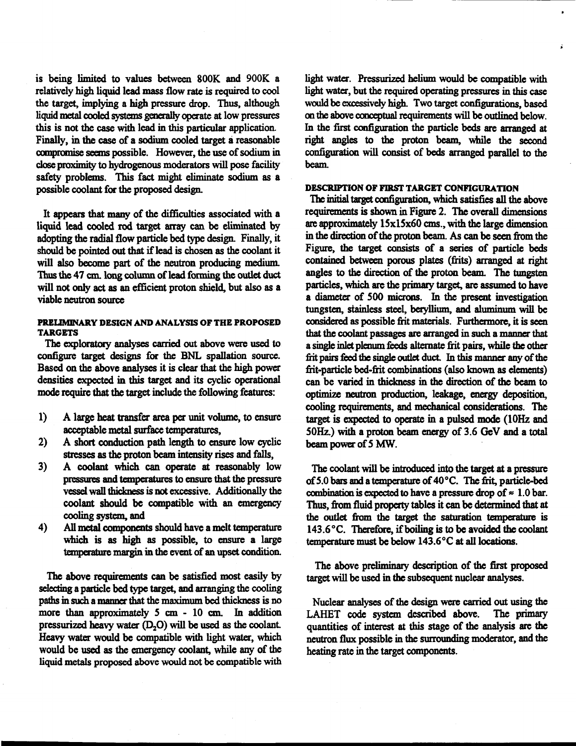is being limited to values between 800K and 900K a relatively high liquid lead mass flow rate is required to cool the target, implying a high pressure drop. Thus, although liquid metal cooled systems generally operate at low pressures this is not the case with lead in this particular application. Finally, in the case of a sodium cooled target a reasonable compromise seems possible. However, the use of sodium in close proximity to hydrogenous moderators will pose facility safety problems. This fact might eliminate sodium as a possible coolant for the proposed design.

It appears that many of the difficulties associated with a liquid lead cooled rod target array can be eliminated by adopting the radial flow particle bed type design. Finally, it should be pointed out that if lead is chosen as the coolant it will also become part of the neutron producing medium. Thus the 47 cm. long column of lead forming the outlet duct will not only act as an efficient proton shield, but also as a viable neutron source

#### PRELIMINARY DESIGN AND ANALYSIS OF THE PROPOSED TARGETS

The exploratory analyses carried out above were used to configure target designs for the BNL spallation source. Based on the above analyses it is clear that the high power densities expected in this target and its cyclic operational mode require that the target include the following features:

1) A large heat transfer area per unit volume, to ensure acceptable metal surface temperatures,
2) A short conduction path length to ensure low cyclic stresses as the proton beam intensity rises and falls,
3) A coolant which can operate at reasonably low pressures and temperatures to ensure that the pressure vessel wall thickness is not excessive. Additionally the coolant should be compatible with an emergency cooling system, and
4) All metal components should have a melt temperature which is as high as possible, to ensure a large temperature margin in the event of an upset condition.

The above requirements can be satisfied most easily by selecting a particle bed type target, and arranging the cooling paths in such a manner that the maximum bed thickness is no more than approximately 5 cm - 10 cm. In addition pressurized heavy water ($D_2O$) will be used as the coolant. Heavy water would be compatible with light water, which would be used as the emergency coolant, while any of the liquid metals proposed above would not be compatible with light water. Pressurized helium would be compatible with light water, but the required operating pressures in this case would be excessively high. Two target configurations, based on the above conceptual requirements will be outlined below. In the first configuration the particle beds are arranged at right angles to the proton beam, while the second configuration will consist of beds arranged parallel to the beam.

#### DESCRIPTION OF FIRST TARGET CONFIGURATION

The initial target configuration, which satisfies all the above requirements is shown in Figure 2. The overall dimensions are approximately 15x15x60 cms., with the large dimension in the direction of the proton beam. As can be seen from the Figure, the target consists of a series of particle beds contained between porous plates (frits) arranged at right angles to the direction of the proton beam. The tungsten particles, which are the primary target, are assumed to have a diameter of 500 microns. In the present investigation tungsten, stainless steel, beryllium, and aluminum will be considered as possible frit materials. Furthermore, it is seen that the coolant passages are arranged in such a manner that a single inlet plenum feeds alternate frit pairs, while the other frit pairs feed the single outlet duct. In this manner any of the frit-particle bed-frit combinations (also known as elements) can be varied in thickness in the direction of the beam to optimize neutron production, leakage, energy deposition, cooling requirements, and mechanical considerations. The target is expected to operate in a pulsed mode (10Hz and 50Hz.) with a proton beam energy of 3.6 GeV and a total beam power of 5 MW.

The coolant will be introduced into the target at a pressure of 5.0 bars and a temperature of 40°C. The frit, particle-bed combination is expected to have a pressure drop of ≈ 1.0 bar. Thus, from fluid property tables it can be determined that at the outlet from the target the saturation temperature is 143.6°C. Therefore, if boiling is to be avoided the coolant temperature must be below 143.6°C at all locations.

The above preliminary description of the first proposed target will be used in the subsequent nuclear analyses.

Nuclear analyses of the design were carried out using the LAHET code system described above. The primary quantities of interest at this stage of the analysis are the neutron flux possible in the surrounding moderator, and the heating rate in the target components.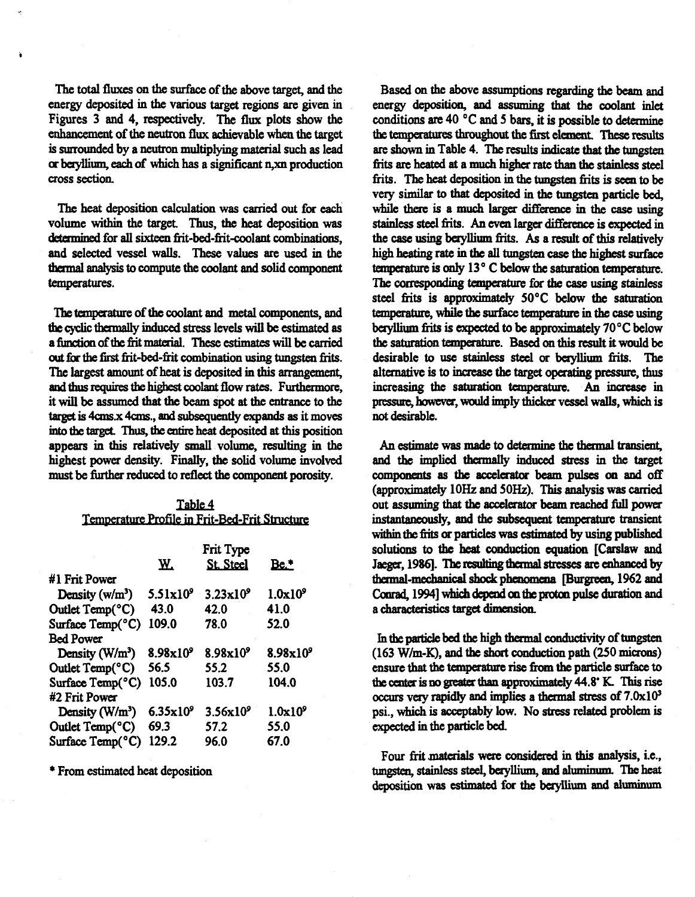The total fluxes on the surface of the above target, and the energy deposited in the various target regions are given in Figures 3 and 4, respectively. The flux plots show the enhancement of the neutron flux achievable when the target is surrounded by a neutron multiplying material such as lead or beryllium, each of which has a significant n,xn production cross section.

The heat deposition calculation was carried out for each volume within the target. Thus, the heat deposition was determined for all sixteen frit-bed-frit-coolant combinations, and selected vessel walls. These values are used in the thermal analysis to compute the coolant and solid component temperatures.

The temperature of the coolant and metal components, and the cyclic thermally induced stress levels will be estimated as a function of the frit material. These estimates will be carried out for the first frit-bed-frit combination using tungsten frits. The largest amount of heat is deposited in this arrangement, and thus requires the highest coolant flow rates. Furthermore, it will be assumed that the beam spot at the entrance to the target is 4cms.x 4cms., and subsequently expands as it moves into the target. Thus, the entire heat deposited at this position appears in this relatively small volume, resulting in the highest power density. Finally, the solid volume involved must be further reduced to reflect the component porosity.

Table 4
Temperature Profile in Frit-Bed-Frit Structure

| | Frit Type | | |
|---|---|---|---|
| | W. | St. Steel | Be.* |
| #1 Frit Power | | | |
| Density (w/m³) | $5.51\times10^9$ | $3.23\times10^9$ | $1.0\times10^9$ |
| Outlet Temp(°C) | 43.0 | 42.0 | 41.0 |
| Surface Temp(°C) | 109.0 | 78.0 | 52.0 |
| Bed Power | | | |
| Density (W/m³) | $8.98\times10^9$ | $8.98\times10^9$ | $8.98\times10^9$ |
| Outlet Temp(°C) | 56.5 | 55.2 | 55.0 |
| Surface Temp(°C) | 105.0 | 103.7 | 104.0 |
| #2 Frit Power | | | |
| Density (W/m³) | $6.35\times10^9$ | $3.56\times10^9$ | $1.0\times10^9$ |
| Outlet Temp(°C) | 69.3 | 57.2 | 55.0 |
| Surface Temp(°C) | 129.2 | 96.0 | 67.0 |

\* From estimated heat deposition

Based on the above assumptions regarding the beam and energy deposition, and assuming that the coolant inlet conditions are 40 °C and 5 bars, it is possible to determine the temperatures throughout the first element. These results are shown in Table 4. The results indicate that the tungsten frits are heated at a much higher rate than the stainless steel frits. The heat deposition in the tungsten frits is seen to be very similar to that deposited in the tungsten particle bed, while there is a much larger difference in the case using stainless steel frits. An even larger difference is expected in the case using beryllium frits. As a result of this relatively high heating rate in the all tungsten case the highest surface temperature is only 13° C below the saturation temperature. The corresponding temperature for the case using stainless steel frits is approximately 50°C below the saturation temperature, while the surface temperature in the case using beryllium frits is expected to be approximately 70°C below the saturation temperature. Based on this result it would be desirable to use stainless steel or beryllium frits. The alternative is to increase the target operating pressure, thus increasing the saturation temperature. An increase in pressure, however, would imply thicker vessel walls, which is not desirable.

An estimate was made to determine the thermal transient, and the implied thermally induced stress in the target components as the accelerator beam pulses on and off (approximately 10Hz and 50Hz). This analysis was carried out assuming that the accelerator beam reached full power instantaneously, and the subsequent temperature transient within the frits or particles was estimated by using published solutions to the heat conduction equation [Carslaw and Jaeger, 1986]. The resulting thermal stresses are enhanced by thermal-mechanical shock phenomena [Burgreen, 1962 and Conrad, 1994] which depend on the proton pulse duration and a characteristics target dimension.

In the particle bed the high thermal conductivity of tungsten (163 W/m-K), and the short conduction path (250 microns) ensure that the temperature rise from the particle surface to the center is no greater than approximately 44.8° K. This rise occurs very rapidly and implies a thermal stress of $7.0\times10^3$ psi., which is acceptably low. No stress related problem is expected in the particle bed.

Four frit materials were considered in this analysis, i.e., tungsten, stainless steel, beryllium, and aluminum. The heat deposition was estimated for the beryllium and aluminum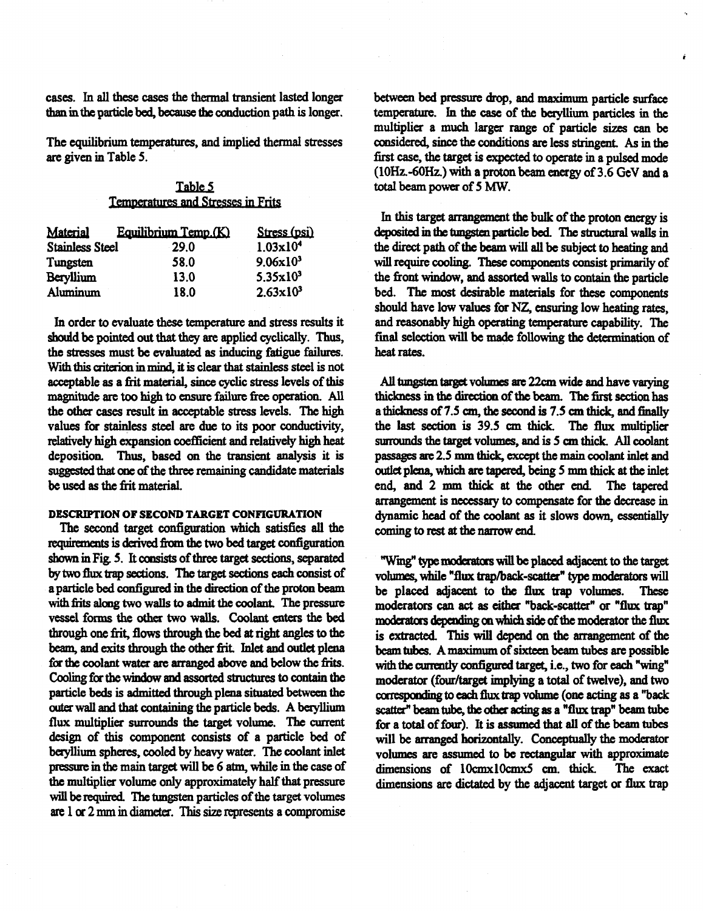cases. In all these cases the thermal transient lasted longer than in the particle bed, because the conduction path is longer.

The equilibrium temperatures, and implied thermal stresses are given in Table 5.

Table 5
Temperatures and Stresses in Frits

| Material | Equilibrium Temp.(K) | Stress (psi) |
|---|---|---|
| Stainless Steel | 29.0 | $1.03 \times 10^4$ |
| Tungsten | 58.0 | $9.06 \times 10^3$ |
| Beryllium | 13.0 | $5.35 \times 10^3$ |
| Aluminum | 18.0 | $2.63 \times 10^3$ |

In order to evaluate these temperature and stress results it should be pointed out that they are applied cyclically. Thus, the stresses must be evaluated as inducing fatigue failures. With this criterion in mind, it is clear that stainless steel is not acceptable as a frit material, since cyclic stress levels of this magnitude are too high to ensure failure free operation. All the other cases result in acceptable stress levels. The high values for stainless steel are due to its poor conductivity, relatively high expansion coefficient and relatively high heat deposition. Thus, based on the transient analysis it is suggested that one of the three remaining candidate materials be used as the frit material.

## DESCRIPTION OF SECOND TARGET CONFIGURATION

The second target configuration which satisfies all the requirements is derived from the two bed target configuration shown in Fig. 5. It consists of three target sections, separated by two flux trap sections. The target sections each consist of a particle bed configured in the direction of the proton beam with frits along two walls to admit the coolant. The pressure vessel forms the other two walls. Coolant enters the bed through one frit, flows through the bed at right angles to the beam, and exits through the other frit. Inlet and outlet plena for the coolant water are arranged above and below the frits. Cooling for the window and assorted structures to contain the particle beds is admitted through plena situated between the outer wall and that containing the particle beds. A beryllium flux multiplier surrounds the target volume. The current design of this component consists of a particle bed of beryllium spheres, cooled by heavy water. The coolant inlet pressure in the main target will be 6 atm, while in the case of the multiplier volume only approximately half that pressure will be required. The tungsten particles of the target volumes are 1 or 2 mm in diameter. This size represents a compromise between bed pressure drop, and maximum particle surface temperature. In the case of the beryllium particles in the multiplier a much larger range of particle sizes can be considered, since the conditions are less stringent. As in the first case, the target is expected to operate in a pulsed mode (10Hz.-60Hz.) with a proton beam energy of 3.6 GeV and a total beam power of 5 MW.

In this target arrangement the bulk of the proton energy is deposited in the tungsten particle bed. The structural walls in the direct path of the beam will all be subject to heating and will require cooling. These components consist primarily of the front window, and assorted walls to contain the particle bed. The most desirable materials for these components should have low values for NZ, ensuring low heating rates, and reasonably high operating temperature capability. The final selection will be made following the determination of heat rates.

All tungsten target volumes are 22cm wide and have varying thickness in the direction of the beam. The first section has a thickness of 7.5 cm, the second is 7.5 cm thick, and finally the last section is 39.5 cm thick. The flux multiplier surrounds the target volumes, and is 5 cm thick. All coolant passages are 2.5 mm thick, except the main coolant inlet and outlet plena, which are tapered, being 5 mm thick at the inlet end, and 2 mm thick at the other end. The tapered arrangement is necessary to compensate for the decrease in dynamic head of the coolant as it slows down, essentially coming to rest at the narrow end.

"Wing" type moderators will be placed adjacent to the target volumes, while "flux trap/back-scatter" type moderators will be placed adjacent to the flux trap volumes. These moderators can act as either "back-scatter" or "flux trap" moderators depending on which side of the moderator the flux is extracted. This will depend on the arrangement of the beam tubes. A maximum of sixteen beam tubes are possible with the currently configured target, i.e., two for each "wing" moderator (four/target implying a total of twelve), and two corresponding to each flux trap volume (one acting as a "back scatter" beam tube, the other acting as a "flux trap" beam tube for a total of four). It is assumed that all of the beam tubes will be arranged horizontally. Conceptually the moderator volumes are assumed to be rectangular with approximate dimensions of 10cmx10cmx5 cm. thick. The exact dimensions are dictated by the adjacent target or flux trap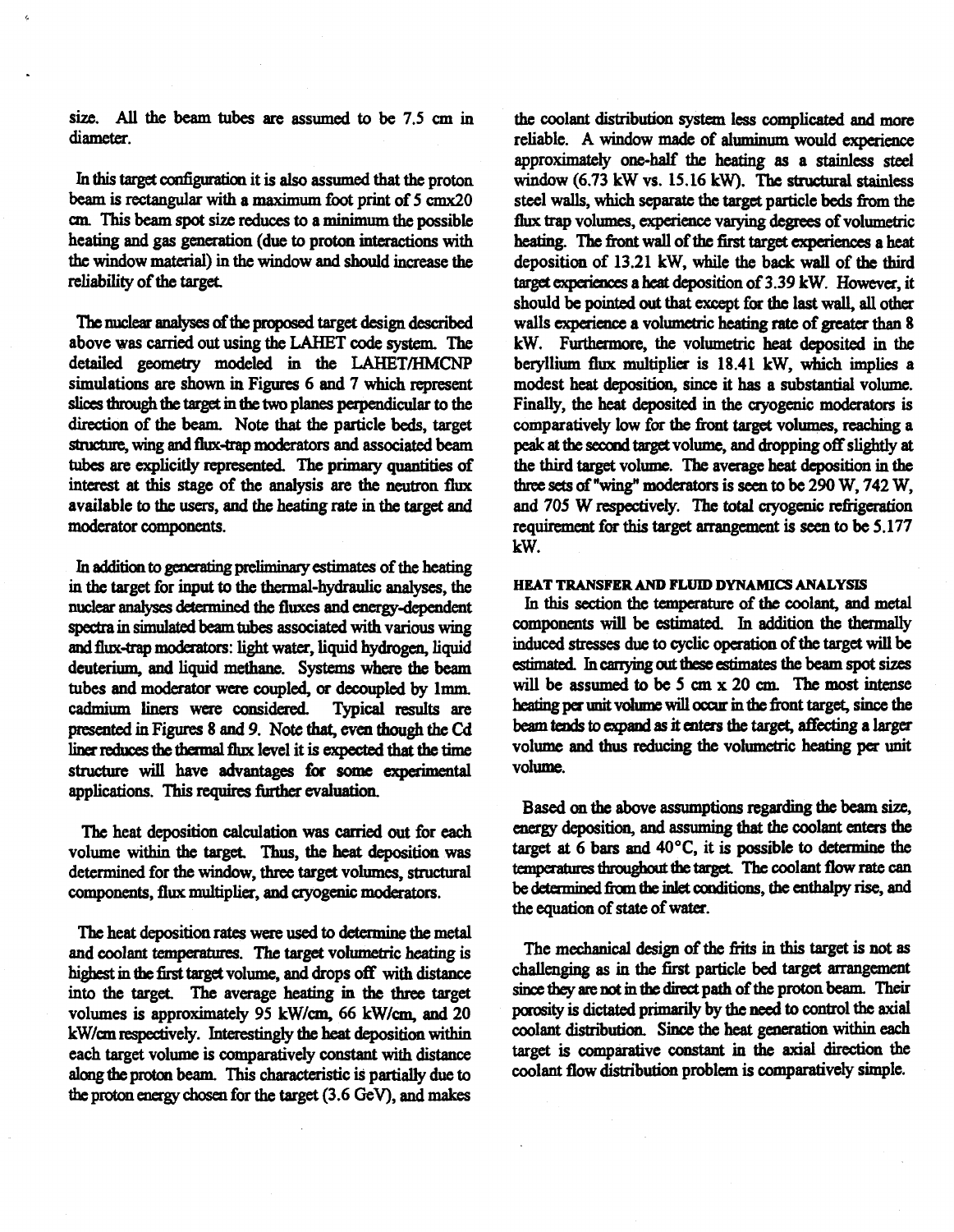size. All the beam tubes are assumed to be 7.5 cm in diameter.

In this target configuration it is also assumed that the proton beam is rectangular with a maximum foot print of 5 cmx20 cm. This beam spot size reduces to a minimum the possible heating and gas generation (due to proton interactions with the window material) in the window and should increase the reliability of the target.

The nuclear analyses of the proposed target design described above was carried out using the LAHET code system. The detailed geometry modeled in the LAHET/HMCNP simulations are shown in Figures 6 and 7 which represent slices through the target in the two planes perpendicular to the direction of the beam. Note that the particle beds, target structure, wing and flux-trap moderators and associated beam tubes are explicitly represented. The primary quantities of interest at this stage of the analysis are the neutron flux available to the users, and the heating rate in the target and moderator components.

In addition to generating preliminary estimates of the heating in the target for input to the thermal-hydraulic analyses, the nuclear analyses determined the fluxes and energy-dependent spectra in simulated beam tubes associated with various wing and flux-trap moderators: light water, liquid hydrogen, liquid deuterium, and liquid methane. Systems where the beam tubes and moderator were coupled, or decoupled by 1mm. cadmium liners were considered. Typical results are presented in Figures 8 and 9. Note that, even though the Cd liner reduces the thermal flux level it is expected that the time structure will have advantages for some experimental applications. This requires further evaluation.

The heat deposition calculation was carried out for each volume within the target. Thus, the heat deposition was determined for the window, three target volumes, structural components, flux multiplier, and cryogenic moderators.

The heat deposition rates were used to determine the metal and coolant temperatures. The target volumetric heating is highest in the first target volume, and drops off with distance into the target. The average heating in the three target volumes is approximately 95 kW/cm, 66 kW/cm, and 20 kW/cm respectively. Interestingly the heat deposition within each target volume is comparatively constant with distance along the proton beam. This characteristic is partially due to the proton energy chosen for the target (3.6 GeV), and makes the coolant distribution system less complicated and more reliable. A window made of aluminum would experience approximately one-half the heating as a stainless steel window (6.73 kW vs. 15.16 kW). The structural stainless steel walls, which separate the target particle beds from the flux trap volumes, experience varying degrees of volumetric heating. The front wall of the first target experiences a heat deposition of 13.21 kW, while the back wall of the third target experiences a heat deposition of 3.39 kW. However, it should be pointed out that except for the last wall, all other walls experience a volumetric heating rate of greater than 8 kW. Furthermore, the volumetric heat deposited in the beryllium flux multiplier is 18.41 kW, which implies a modest heat deposition, since it has a substantial volume. Finally, the heat deposited in the cryogenic moderators is comparatively low for the front target volumes, reaching a peak at the second target volume, and dropping off slightly at the third target volume. The average heat deposition in the three sets of "wing" moderators is seen to be 290 W, 742 W, and 705 W respectively. The total cryogenic refrigeration requirement for this target arrangement is seen to be 5.177 kW.

### HEAT TRANSFER AND FLUID DYNAMICS ANALYSIS

In this section the temperature of the coolant, and metal components will be estimated. In addition the thermally induced stresses due to cyclic operation of the target will be estimated. In carrying out these estimates the beam spot sizes will be assumed to be 5 cm x 20 cm. The most intense heating per unit volume will occur in the front target, since the beam tends to expand as it enters the target, affecting a larger volume and thus reducing the volumetric heating per unit volume.

Based on the above assumptions regarding the beam size, energy deposition, and assuming that the coolant enters the target at 6 bars and 40°C, it is possible to determine the temperatures throughout the target. The coolant flow rate can be determined from the inlet conditions, the enthalpy rise, and the equation of state of water.

The mechanical design of the frits in this target is not as challenging as in the first particle bed target arrangement since they are not in the direct path of the proton beam. Their porosity is dictated primarily by the need to control the axial coolant distribution. Since the heat generation within each target is comparative constant in the axial direction the coolant flow distribution problem is comparatively simple.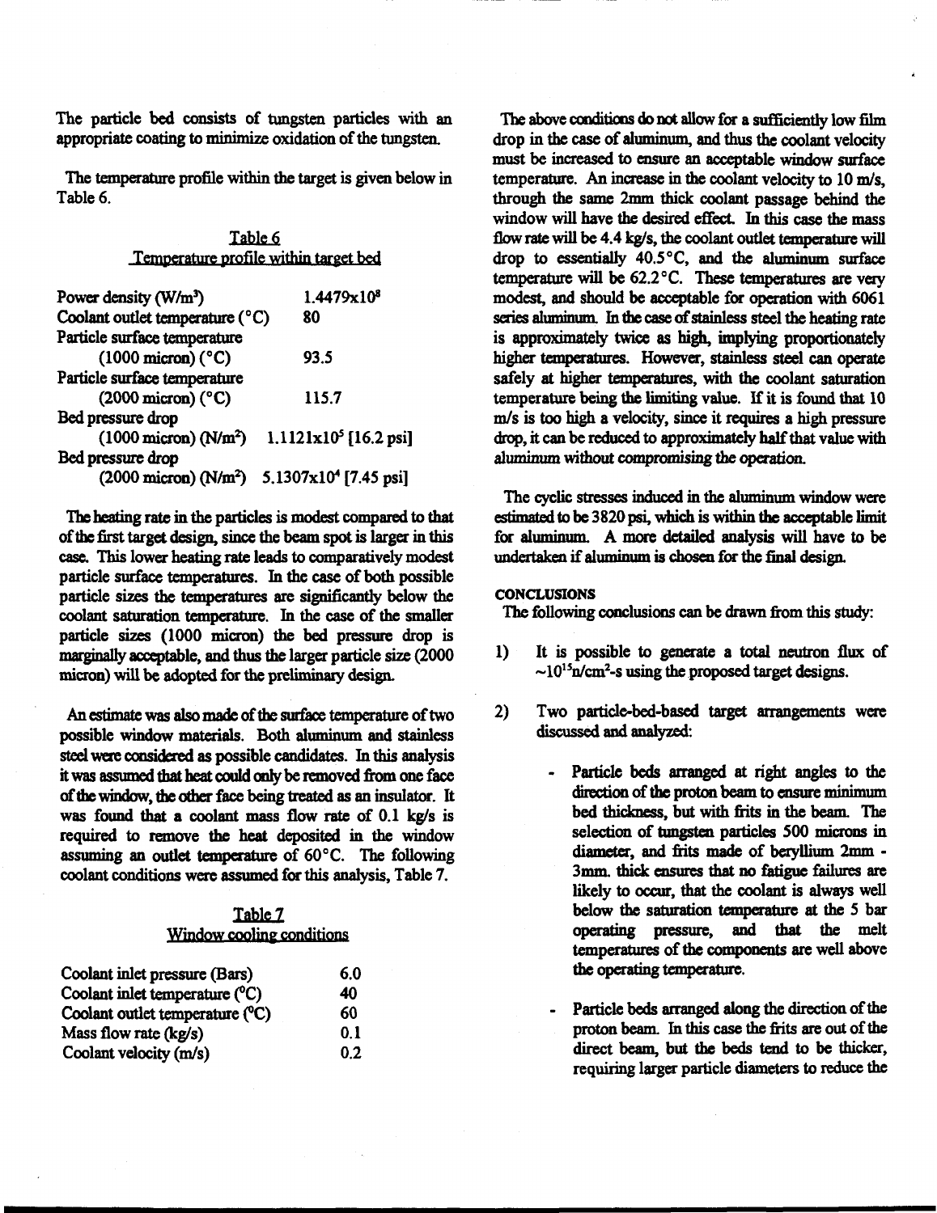The particle bed consists of tungsten particles with an appropriate coating to minimize oxidation of the tungsten.

The temperature profile within the target is given below in Table 6.

Table 6
Temperature profile within target bed

| | |
|---|---|
| Power density ($W/m^3$) | $1.4479 \times 10^8$ |
| Coolant outlet temperature (°C) | 80 |
| Particle surface temperature (1000 micron) (°C) | 93.5 |
| Particle surface temperature (2000 micron) (°C) | 115.7 |
| Bed pressure drop (1000 micron) ($N/m^2$) | $1.1121 \times 10^5$ [16.2 psi] |
| Bed pressure drop (2000 micron) ($N/m^2$) | $5.1307 \times 10^4$ [7.45 psi] |

The heating rate in the particles is modest compared to that of the first target design, since the beam spot is larger in this case. This lower heating rate leads to comparatively modest particle surface temperatures. In the case of both possible particle sizes the temperatures are significantly below the coolant saturation temperature. In the case of the smaller particle sizes (1000 micron) the bed pressure drop is marginally acceptable, and thus the larger particle size (2000 micron) will be adopted for the preliminary design.

An estimate was also made of the surface temperature of two possible window materials. Both aluminum and stainless steel were considered as possible candidates. In this analysis it was assumed that heat could only be removed from one face of the window, the other face being treated as an insulator. It was found that a coolant mass flow rate of 0.1 kg/s is required to remove the heat deposited in the window assuming an outlet temperature of 60°C. The following coolant conditions were assumed for this analysis, Table 7.

Table 7
Window cooling conditions

| | |
|---|---|
| Coolant inlet pressure (Bars) | 6.0 |
| Coolant inlet temperature (°C) | 40 |
| Coolant outlet temperature (°C) | 60 |
| Mass flow rate (kg/s) | 0.1 |
| Coolant velocity (m/s) | 0.2 |

The above conditions do not allow for a sufficiently low film drop in the case of aluminum, and thus the coolant velocity must be increased to ensure an acceptable window surface temperature. An increase in the coolant velocity to 10 m/s, through the same 2mm thick coolant passage behind the window will have the desired effect. In this case the mass flow rate will be 4.4 kg/s, the coolant outlet temperature will drop to essentially 40.5°C, and the aluminum surface temperature will be 62.2°C. These temperatures are very modest, and should be acceptable for operation with 6061 series aluminum. In the case of stainless steel the heating rate is approximately twice as high, implying proportionately higher temperatures. However, stainless steel can operate safely at higher temperatures, with the coolant saturation temperature being the limiting value. If it is found that 10 m/s is too high a velocity, since it requires a high pressure drop, it can be reduced to approximately half that value with aluminum without compromising the operation.

The cyclic stresses induced in the aluminum window were estimated to be 3820 psi, which is within the acceptable limit for aluminum. A more detailed analysis will have to be undertaken if aluminum is chosen for the final design.

## CONCLUSIONS

The following conclusions can be drawn from this study:

1) It is possible to generate a total neutron flux of $\sim 10^{15} n/cm^2$-s using the proposed target designs.

2) Two particle-bed-based target arrangements were discussed and analyzed:

   - Particle beds arranged at right angles to the direction of the proton beam to ensure minimum bed thickness, but with frits in the beam. The selection of tungsten particles 500 microns in diameter, and frits made of beryllium 2mm - 3mm. thick ensures that no fatigue failures are likely to occur, that the coolant is always well below the saturation temperature at the 5 bar operating pressure, and that the melt temperatures of the components are well above the operating temperature.

   - Particle beds arranged along the direction of the proton beam. In this case the frits are out of the direct beam, but the beds tend to be thicker, requiring larger particle diameters to reduce the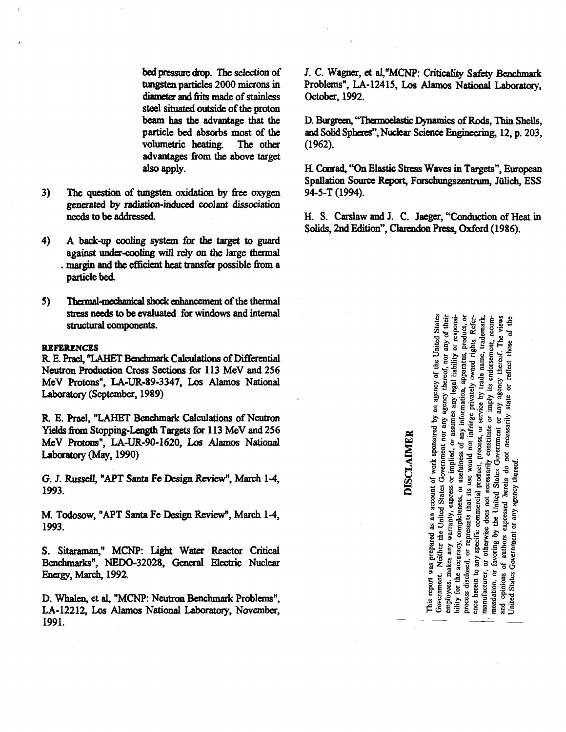bed pressure drop. The selection of tungsten particles 2000 microns in diameter and frits made of stainless steel situated outside of the proton beam has the advantage that the particle bed absorbs most of the volumetric heating. The other advantages from the above target also apply.

3) The question of tungsten oxidation by free oxygen generated by radiation-induced coolant dissociation needs to be addressed.

4) A back-up cooling system for the target to guard against under-cooling will rely on the large thermal margin and the efficient heat transfer possible from a particle bed.

5) Thermal-mechanical shock enhancement of the thermal stress needs to be evaluated for windows and internal structural components.

**REFERENCES**

R. E. Prael, "LAHET Benchmark Calculations of Differential Neutron Production Cross Sections for 113 MeV and 256 MeV Protons", LA-UR-89-3347, Los Alamos National Laboratory (September, 1989)

R. E. Prael, "LAHET Benchmark Calculations of Neutron Yields from Stopping-Length Targets for 113 MeV and 256 MeV Protons", LA-UR-90-1620, Los Alamos National Laboratory (May, 1990)

G. J. Russell, "APT Santa Fe Design Review", March 1-4, 1993.

M. Todosow, "APT Santa Fe Design Review", March 1-4, 1993.

S. Sitaraman," MCNP: Light Water Reactor Critical Benchmarks", NEDO-32028, General Electric Nuclear Energy, March, 1992.

D. Whalen, et al, "MCNP: Neutron Benchmark Problems", LA-12212, Los Alamos National Laboratory, November, 1991.

J. C. Wagner, et al,"MCNP: Criticality Safety Benchmark Problems", LA-12415, Los Alamos National Laboratory, October, 1992.

D. Burgreen, "Thermoelastic Dynamics of Rods, Thin Shells, and Solid Spheres", Nuclear Science Engineering, 12, p. 203, (1962).

H. Conrad, "On Elastic Stress Waves in Targets", European Spallation Source Report, Forschungszentrum, Jülich, ESS 94-5-T (1994).

H. S. Carslaw and J. C. Jaeger, "Conduction of Heat in Solids, 2nd Edition", Clarendon Press, Oxford (1986).

**DISCLAIMER**

This report was prepared as an account of work sponsored by an agency of the United States Government. Neither the United States Government nor any agency thereof, nor any of their employees, makes any warranty, express or implied, or assumes any legal liability or responsibility for the accuracy, completeness, or usefulness of any information, apparatus, product, or process disclosed, or represents that its use would not infringe privately owned rights. Reference herein to any specific commercial product, process, or service by trade name, trademark, manufacturer, or otherwise does not necessarily constitute or imply its endorsement, recommendation, or favoring by the United States Government or any agency thereof. The views and opinions of authors expressed herein do not necessarily state or reflect those of the United States Government or any agency thereof.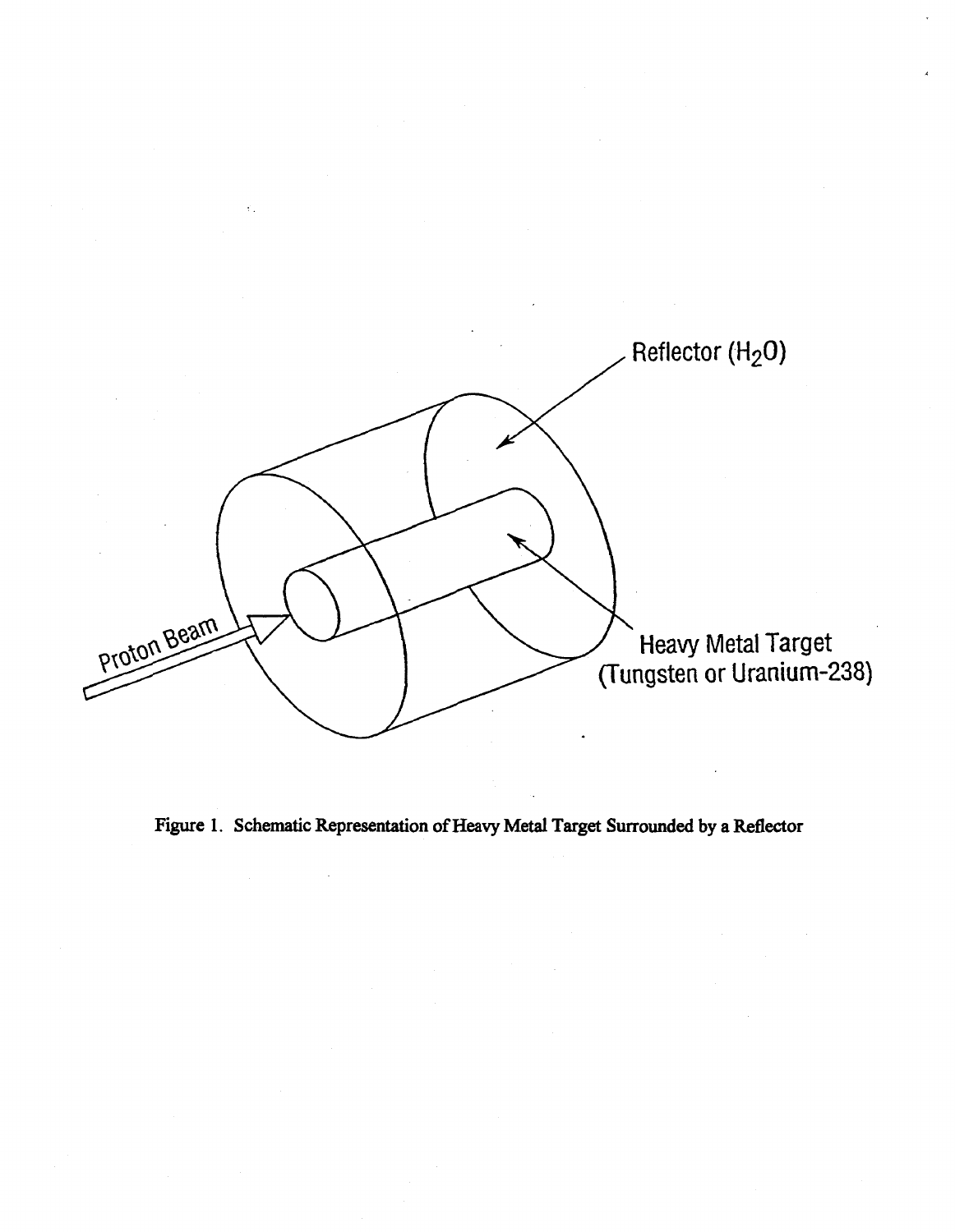Reflector ($H_2O$)

Proton Beam

Heavy Metal Target (Tungsten or Uranium-238)

Figure 1. Schematic Representation of Heavy Metal Target Surrounded by a Reflector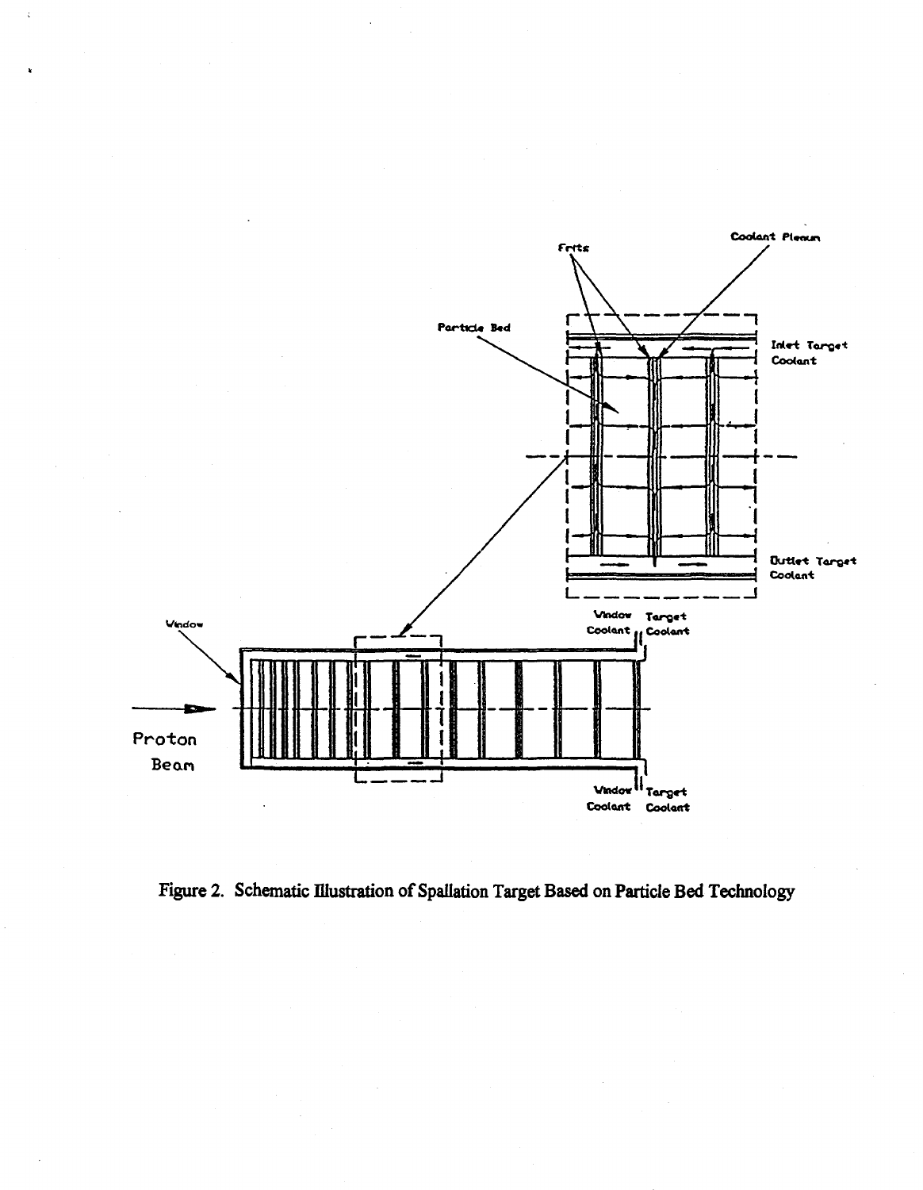Figure 2. Schematic Illustration of Spallation Target Based on Particle Bed Technology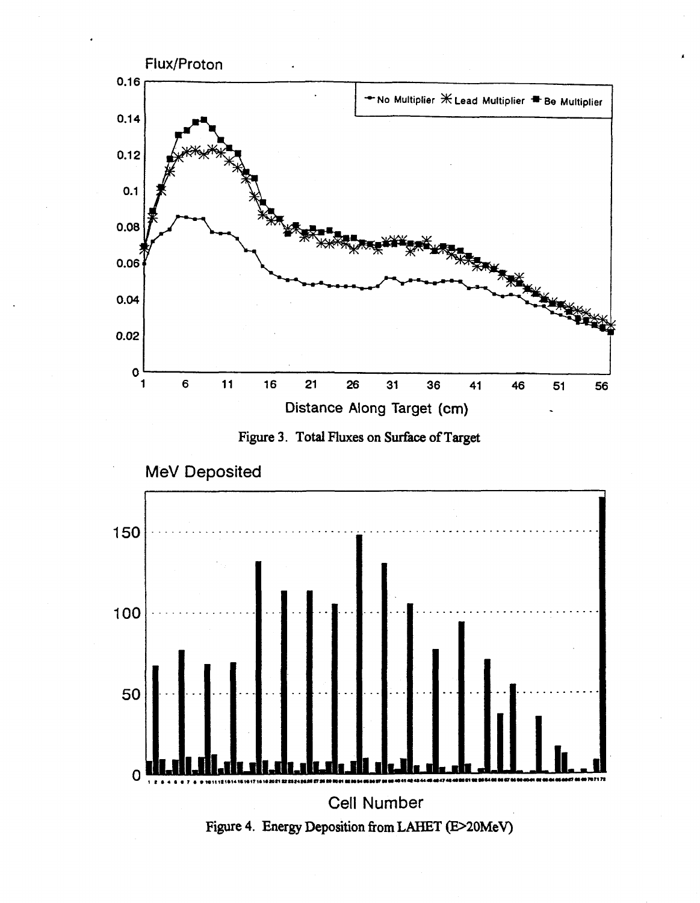Figure 3. Total Fluxes on Surface of Target

Figure 4. Energy Deposition from LAHET (E>20MeV)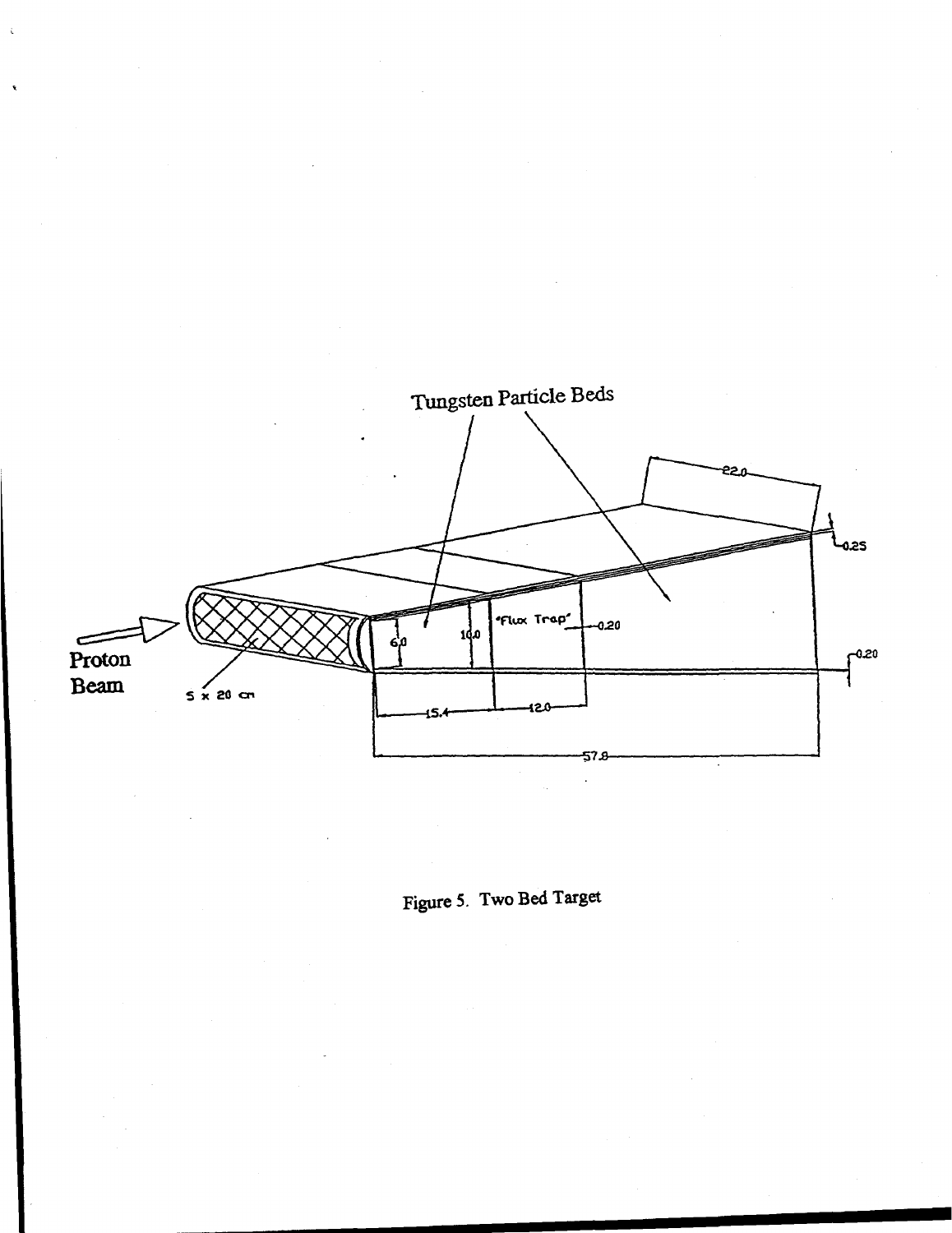Figure 5. Two Bed Target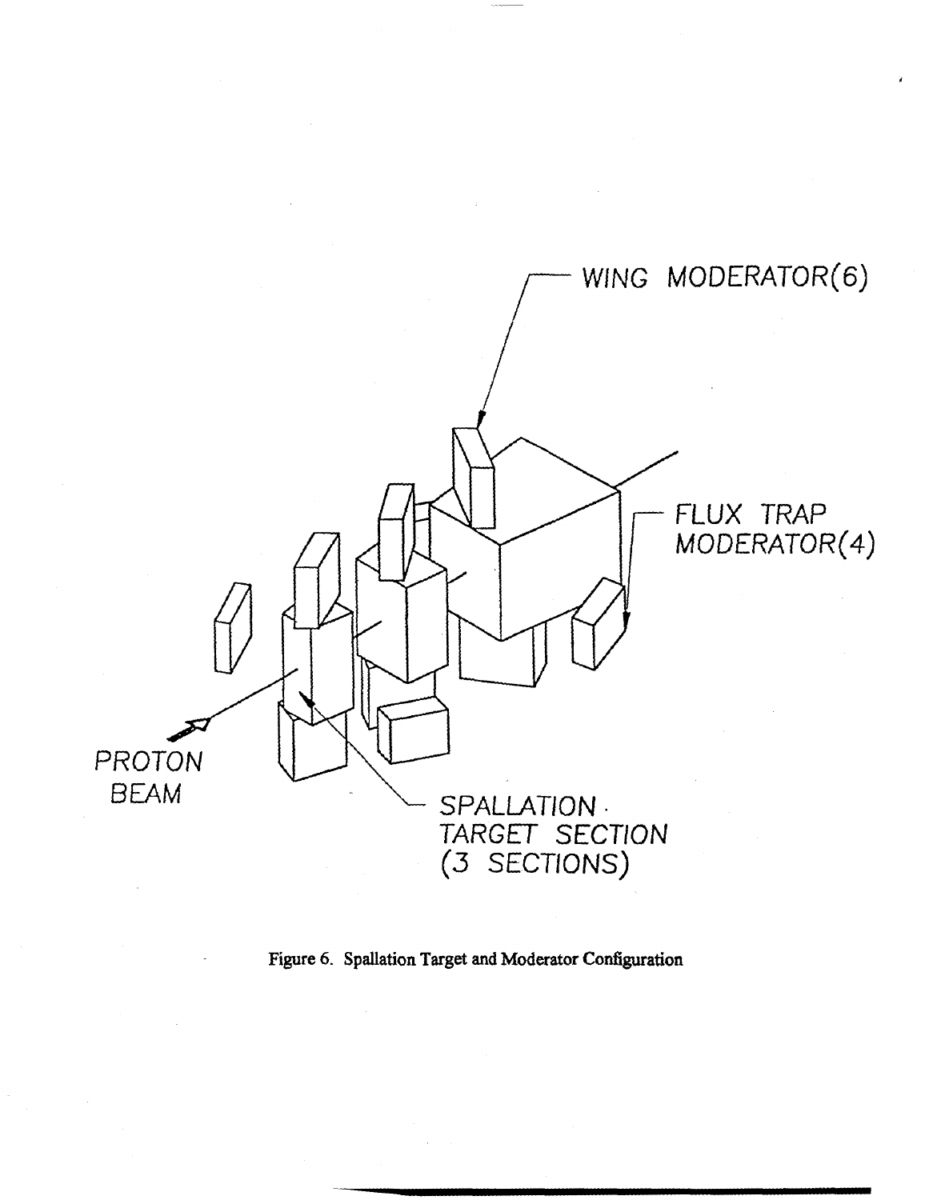WING MODERATOR(6)

FLUX TRAP MODERATOR(4)

PROTON BEAM

SPALLATION TARGET SECTION (3 SECTIONS)

Figure 6. Spallation Target and Moderator Configuration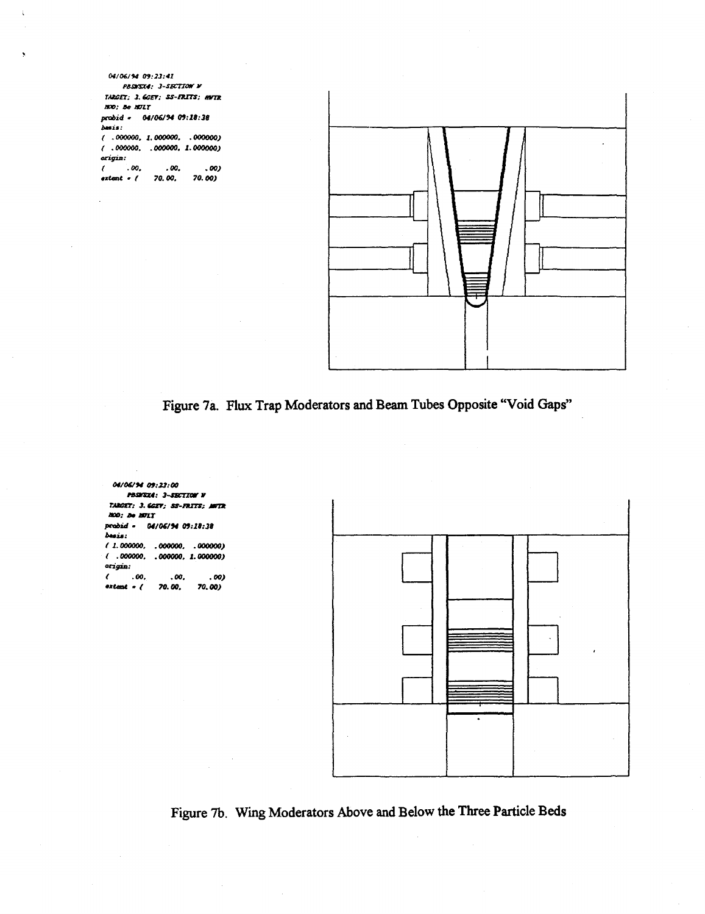```
04/06/94 09:23:41
     PBSWSX4: 3-SECTION W
TARGET: 3.6GEV; SS-FRITS; HWTR
MOD: Be MULT
probid =   04/06/94 09:18:38
basis:
(  .000000, 1.000000,  .000000)
(  .000000,  .000000, 1.000000)
origin:
(      .00,      .00,      .00)
extent = (   70.00,    70.00)
```

Figure 7a. Flux Trap Moderators and Beam Tubes Opposite "Void Gaps"

```
04/06/94 09:23:00
     PBSWSX4: 3-SECTION W
TARGET: 3.6GEV; SS-FRITS; HWTR
MOD: Be MULT
probid =   04/06/94 09:18:38
basis:
( 1.000000,  .000000,  .000000)
(  .000000,  .000000, 1.000000)
origin:
(      .00,      .00,      .00)
extent = (   70.00,    70.00)
```

Figure 7b. Wing Moderators Above and Below the Three Particle Beds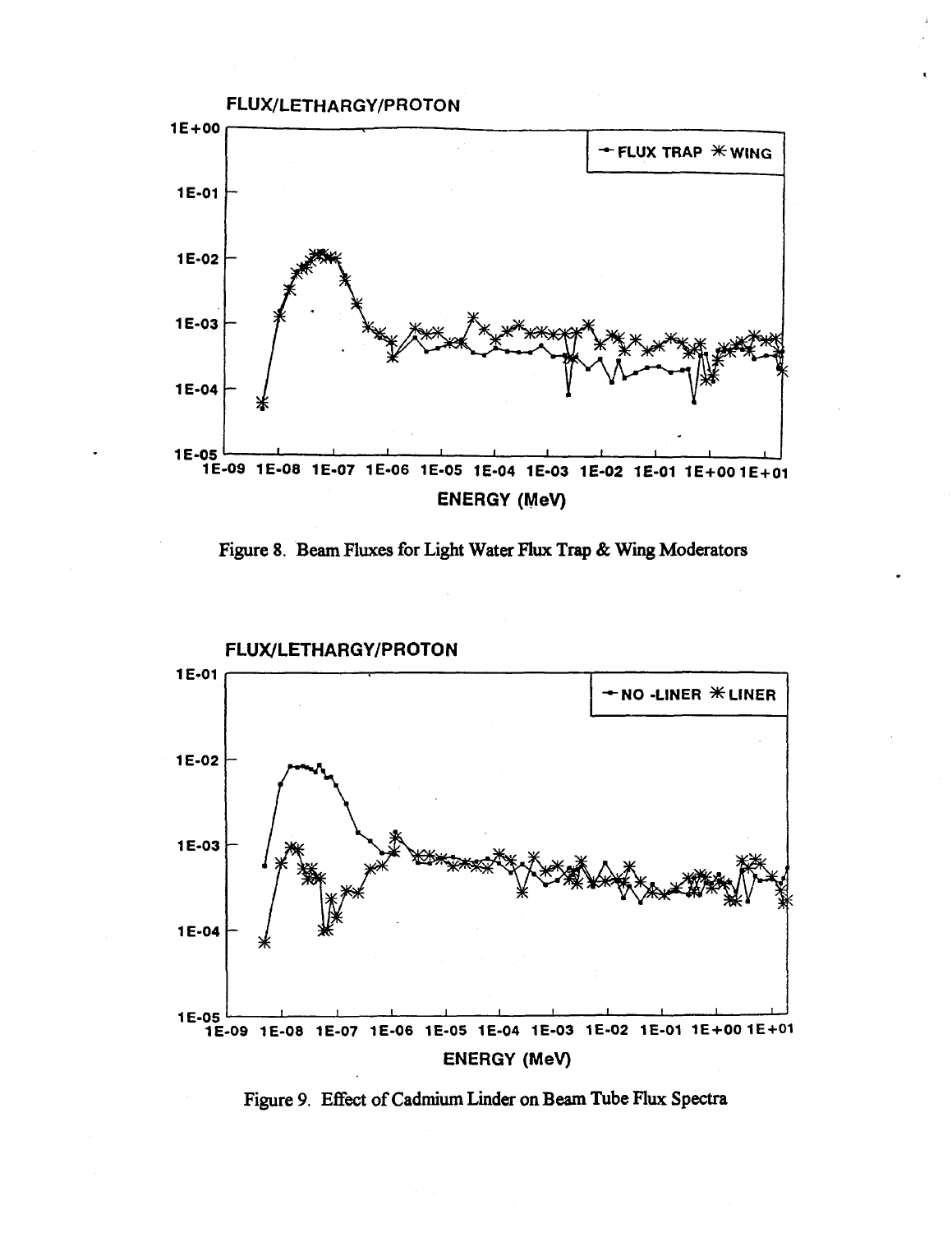FLUX/LETHARGY/PROTON

1E+00

1E-01

1E-02

1E-03

1E-04

1E-05

FLUX TRAP
WING

1E-09 1E-08 1E-07 1E-06 1E-05 1E-04 1E-03 1E-02 1E-01 1E+00 1E+01

ENERGY (MeV)

Figure 8. Beam Fluxes for Light Water Flux Trap & Wing Moderators

FLUX/LETHARGY/PROTON

1E-01

1E-02

1E-03

1E-04

1E-05

NO -LINER
LINER

1E-09 1E-08 1E-07 1E-06 1E-05 1E-04 1E-03 1E-02 1E-01 1E+00 1E+01

ENERGY (MeV)

Figure 9. Effect of Cadmium Linder on Beam Tube Flux Spectra